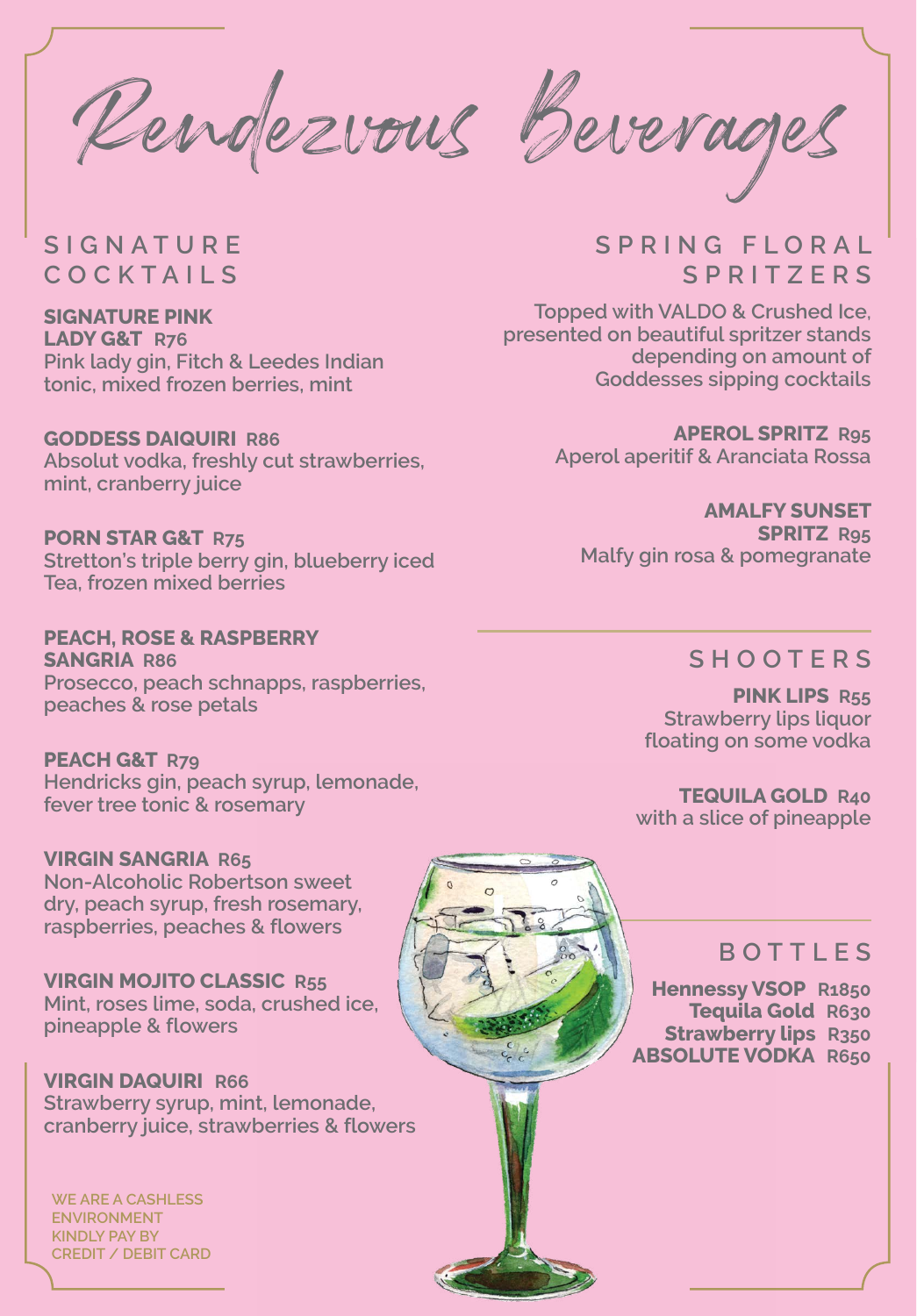# Rendezvous Beverages

## SIGNATURE COCKTAILS

**SIGNATURE PINK LADY G&T** R76
Pink lady gin, Fitch & Leedes Indian tonic, mixed frozen berries, mint

**GODDESS DAIQUIRI** R86
Absolut vodka, freshly cut strawberries, mint, cranberry juice

**PORN STAR G&T** R75
Stretton's triple berry gin, blueberry iced Tea, frozen mixed berries

**PEACH, ROSE & RASPBERRY SANGRIA** R86
Prosecco, peach schnapps, raspberries, peaches & rose petals

**PEACH G&T** R79
Hendricks gin, peach syrup, lemonade, fever tree tonic & rosemary

**VIRGIN SANGRIA** R65
Non-Alcoholic Robertson sweet dry, peach syrup, fresh rosemary, raspberries, peaches & flowers

**VIRGIN MOJITO CLASSIC** R55
Mint, roses lime, soda, crushed ice, pineapple & flowers

**VIRGIN DAQUIRI** R66
Strawberry syrup, mint, lemonade, cranberry juice, strawberries & flowers

## SPRING FLORAL SPRITZERS

Topped with VALDO & Crushed Ice, presented on beautiful spritzer stands depending on amount of Goddesses sipping cocktails

**APEROL SPRITZ** R95
Aperol aperitif & Aranciata Rossa

**AMALFY SUNSET SPRITZ** R95
Malfy gin rosa & pomegranate

## SHOOTERS

**PINK LIPS** R55
Strawberry lips liquor floating on some vodka

**TEQUILA GOLD** R40
with a slice of pineapple

## BOTTLES

**Hennessy VSOP** R1850
**Tequila Gold** R630
**Strawberry lips** R350
**ABSOLUTE VODKA** R650

WE ARE A CASHLESS ENVIRONMENT
KINDLY PAY BY CREDIT / DEBIT CARD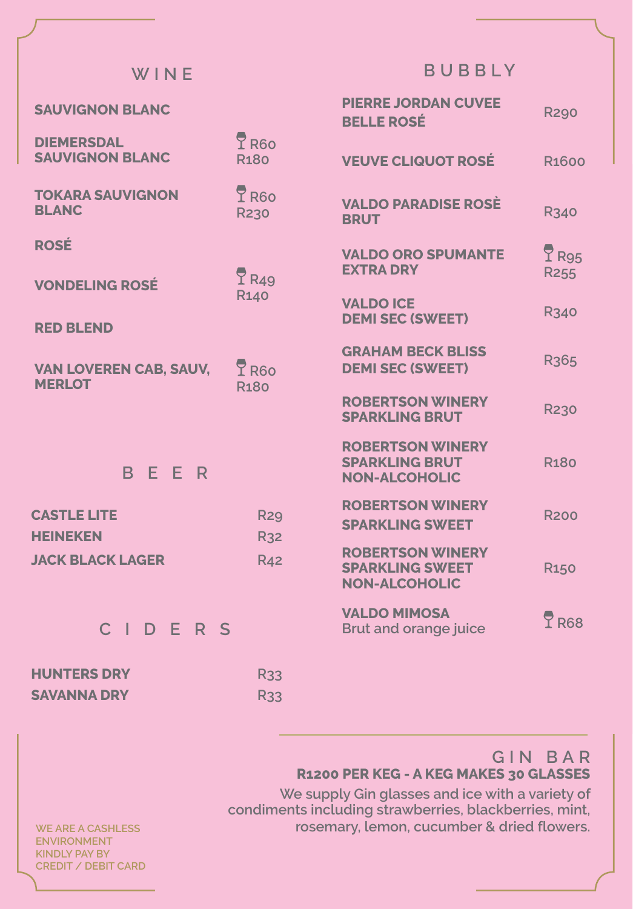## WINE

### SAUVIGNON BLANC

**DIEMERSDAL SAUVIGNON BLANC** — Glass R60 / R180

**TOKARA SAUVIGNON BLANC** — Glass R60 / R230

### ROSÉ

**VONDELING ROSÉ** — Glass R49 / R140

### RED BLEND

**VAN LOVEREN CAB, SAUV, MERLOT** — Glass R60 / R180

## BEER

| | |
|---|---|
| **CASTLE LITE** | R29 |
| **HEINEKEN** | R32 |
| **JACK BLACK LAGER** | R42 |

## CIDERS

| | |
|---|---|
| **HUNTERS DRY** | R33 |
| **SAVANNA DRY** | R33 |

## BUBBLY

| | |
|---|---|
| **PIERRE JORDAN CUVEE BELLE ROSÉ** | R290 |
| **VEUVE CLIQUOT ROSÉ** | R1600 |
| **VALDO PARADISE ROSÈ BRUT** | R340 |
| **VALDO ORO SPUMANTE EXTRA DRY** | Glass R95 / R255 |
| **VALDO ICE DEMI SEC (SWEET)** | R340 |
| **GRAHAM BECK BLISS DEMI SEC (SWEET)** | R365 |
| **ROBERTSON WINERY SPARKLING BRUT** | R230 |
| **ROBERTSON WINERY SPARKLING BRUT NON-ALCOHOLIC** | R180 |
| **ROBERTSON WINERY SPARKLING SWEET** | R200 |
| **ROBERTSON WINERY SPARKLING SWEET NON-ALCOHOLIC** | R150 |
| **VALDO MIMOSA** Brut and orange juice | Glass R68 |

## GIN BAR

**R1200 PER KEG - A KEG MAKES 30 GLASSES**

We supply Gin glasses and ice with a variety of condiments including strawberries, blackberries, mint, rosemary, lemon, cucumber & dried flowers.

WE ARE A CASHLESS ENVIRONMENT
KINDLY PAY BY CREDIT / DEBIT CARD